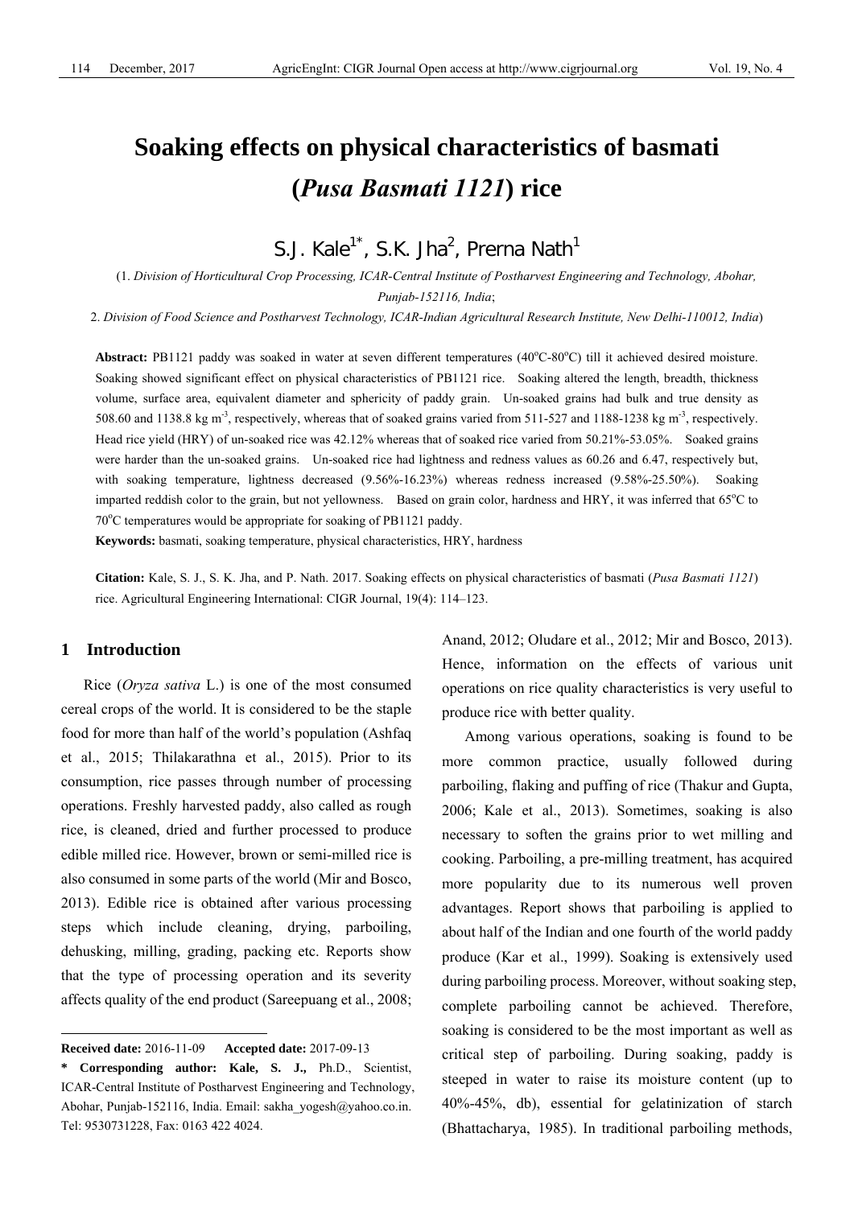# Soaking effects on physical characteristics of basmati (*Pusa Basmati 1121*) rice

S.J. Kale[1*], S.K. Jha[2], Prerna Nath[1]

(1. *Division of Horticultural Crop Processing, ICAR-Central Institute of Postharvest Engineering and Technology, Abohar, Punjab-152116, India*;

2. *Division of Food Science and Postharvest Technology, ICAR-Indian Agricultural Research Institute, New Delhi-110012, India*)

**Abstract:** PB1121 paddy was soaked in water at seven different temperatures (40°C-80°C) till it achieved desired moisture. Soaking showed significant effect on physical characteristics of PB1121 rice. Soaking altered the length, breadth, thickness volume, surface area, equivalent diameter and sphericity of paddy grain. Un-soaked grains had bulk and true density as 508.60 and 1138.8 kg $m^{-3}$, respectively, whereas that of soaked grains varied from 511-527 and 1188-1238 kg $m^{-3}$, respectively. Head rice yield (HRY) of un-soaked rice was 42.12% whereas that of soaked rice varied from 50.21%-53.05%. Soaked grains were harder than the un-soaked grains. Un-soaked rice had lightness and redness values as 60.26 and 6.47, respectively but, with soaking temperature, lightness decreased (9.56%-16.23%) whereas redness increased (9.58%-25.50%). Soaking imparted reddish color to the grain, but not yellowness. Based on grain color, hardness and HRY, it was inferred that 65°C to 70°C temperatures would be appropriate for soaking of PB1121 paddy.

**Keywords:** basmati, soaking temperature, physical characteristics, HRY, hardness

**Citation:** Kale, S. J., S. K. Jha, and P. Nath. 2017. Soaking effects on physical characteristics of basmati (*Pusa Basmati 1121*) rice. Agricultural Engineering International: CIGR Journal, 19(4): 114–123.

## 1 Introduction

Rice (*Oryza sativa* L.) is one of the most consumed cereal crops of the world. It is considered to be the staple food for more than half of the world's population (Ashfaq et al., 2015; Thilakarathna et al., 2015). Prior to its consumption, rice passes through number of processing operations. Freshly harvested paddy, also called as rough rice, is cleaned, dried and further processed to produce edible milled rice. However, brown or semi-milled rice is also consumed in some parts of the world (Mir and Bosco, 2013). Edible rice is obtained after various processing steps which include cleaning, drying, parboiling, dehusking, milling, grading, packing etc. Reports show that the type of processing operation and its severity affects quality of the end product (Sareepuang et al., 2008; Anand, 2012; Oludare et al., 2012; Mir and Bosco, 2013). Hence, information on the effects of various unit operations on rice quality characteristics is very useful to produce rice with better quality.

Among various operations, soaking is found to be more common practice, usually followed during parboiling, flaking and puffing of rice (Thakur and Gupta, 2006; Kale et al., 2013). Sometimes, soaking is also necessary to soften the grains prior to wet milling and cooking. Parboiling, a pre-milling treatment, has acquired more popularity due to its numerous well proven advantages. Report shows that parboiling is applied to about half of the Indian and one fourth of the world paddy produce (Kar et al., 1999). Soaking is extensively used during parboiling process. Moreover, without soaking step, complete parboiling cannot be achieved. Therefore, soaking is considered to be the most important as well as critical step of parboiling. During soaking, paddy is steeped in water to raise its moisture content (up to 40%-45%, db), essential for gelatinization of starch (Bhattacharya, 1985). In traditional parboiling methods,

---

**Received date:** 2016-11-09 **Accepted date:** 2017-09-13

**\* Corresponding author: Kale, S. J.,** Ph.D., Scientist, ICAR-Central Institute of Postharvest Engineering and Technology, Abohar, Punjab-152116, India. Email: sakha_yogesh@yahoo.co.in. Tel: 9530731228, Fax: 0163 422 4024.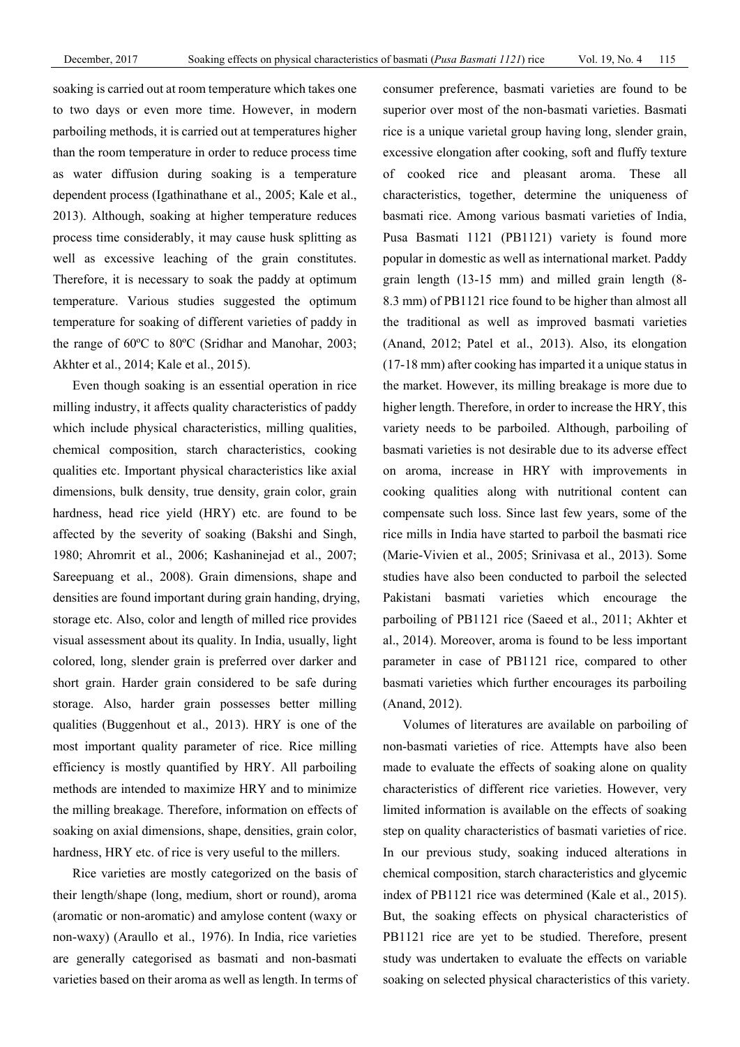soaking is carried out at room temperature which takes one to two days or even more time. However, in modern parboiling methods, it is carried out at temperatures higher than the room temperature in order to reduce process time as water diffusion during soaking is a temperature dependent process (Igathinathane et al., 2005; Kale et al., 2013). Although, soaking at higher temperature reduces process time considerably, it may cause husk splitting as well as excessive leaching of the grain constitutes. Therefore, it is necessary to soak the paddy at optimum temperature. Various studies suggested the optimum temperature for soaking of different varieties of paddy in the range of 60ºC to 80ºC (Sridhar and Manohar, 2003; Akhter et al., 2014; Kale et al., 2015).

Even though soaking is an essential operation in rice milling industry, it affects quality characteristics of paddy which include physical characteristics, milling qualities, chemical composition, starch characteristics, cooking qualities etc. Important physical characteristics like axial dimensions, bulk density, true density, grain color, grain hardness, head rice yield (HRY) etc. are found to be affected by the severity of soaking (Bakshi and Singh, 1980; Ahromrit et al., 2006; Kashaninejad et al., 2007; Sareepuang et al., 2008). Grain dimensions, shape and densities are found important during grain handing, drying, storage etc. Also, color and length of milled rice provides visual assessment about its quality. In India, usually, light colored, long, slender grain is preferred over darker and short grain. Harder grain considered to be safe during storage. Also, harder grain possesses better milling qualities (Buggenhout et al., 2013). HRY is one of the most important quality parameter of rice. Rice milling efficiency is mostly quantified by HRY. All parboiling methods are intended to maximize HRY and to minimize the milling breakage. Therefore, information on effects of soaking on axial dimensions, shape, densities, grain color, hardness, HRY etc. of rice is very useful to the millers.

Rice varieties are mostly categorized on the basis of their length/shape (long, medium, short or round), aroma (aromatic or non-aromatic) and amylose content (waxy or non-waxy) (Araullo et al., 1976). In India, rice varieties are generally categorised as basmati and non-basmati varieties based on their aroma as well as length. In terms of consumer preference, basmati varieties are found to be superior over most of the non-basmati varieties. Basmati rice is a unique varietal group having long, slender grain, excessive elongation after cooking, soft and fluffy texture of cooked rice and pleasant aroma. These all characteristics, together, determine the uniqueness of basmati rice. Among various basmati varieties of India, Pusa Basmati 1121 (PB1121) variety is found more popular in domestic as well as international market. Paddy grain length (13-15 mm) and milled grain length (8-8.3 mm) of PB1121 rice found to be higher than almost all the traditional as well as improved basmati varieties (Anand, 2012; Patel et al., 2013). Also, its elongation (17-18 mm) after cooking has imparted it a unique status in the market. However, its milling breakage is more due to higher length. Therefore, in order to increase the HRY, this variety needs to be parboiled. Although, parboiling of basmati varieties is not desirable due to its adverse effect on aroma, increase in HRY with improvements in cooking qualities along with nutritional content can compensate such loss. Since last few years, some of the rice mills in India have started to parboil the basmati rice (Marie-Vivien et al., 2005; Srinivasa et al., 2013). Some studies have also been conducted to parboil the selected Pakistani basmati varieties which encourage the parboiling of PB1121 rice (Saeed et al., 2011; Akhter et al., 2014). Moreover, aroma is found to be less important parameter in case of PB1121 rice, compared to other basmati varieties which further encourages its parboiling (Anand, 2012).

Volumes of literatures are available on parboiling of non-basmati varieties of rice. Attempts have also been made to evaluate the effects of soaking alone on quality characteristics of different rice varieties. However, very limited information is available on the effects of soaking step on quality characteristics of basmati varieties of rice. In our previous study, soaking induced alterations in chemical composition, starch characteristics and glycemic index of PB1121 rice was determined (Kale et al., 2015). But, the soaking effects on physical characteristics of PB1121 rice are yet to be studied. Therefore, present study was undertaken to evaluate the effects on variable soaking on selected physical characteristics of this variety.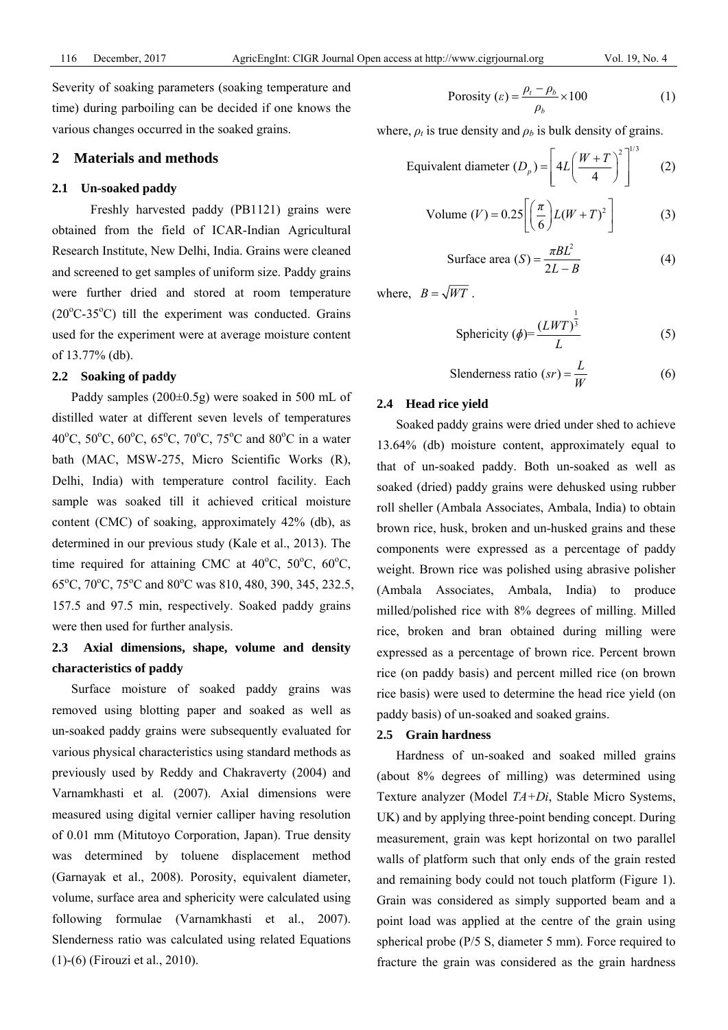Severity of soaking parameters (soaking temperature and time) during parboiling can be decided if one knows the various changes occurred in the soaked grains.

## 2 Materials and methods

### 2.1 Un-soaked paddy

Freshly harvested paddy (PB1121) grains were obtained from the field of ICAR-Indian Agricultural Research Institute, New Delhi, India. Grains were cleaned and screened to get samples of uniform size. Paddy grains were further dried and stored at room temperature (20°C-35°C) till the experiment was conducted. Grains used for the experiment were at average moisture content of 13.77% (db).

### 2.2 Soaking of paddy

Paddy samples (200±0.5g) were soaked in 500 mL of distilled water at different seven levels of temperatures 40°C, 50°C, 60°C, 65°C, 70°C, 75°C and 80°C in a water bath (MAC, MSW-275, Micro Scientific Works (R), Delhi, India) with temperature control facility. Each sample was soaked till it achieved critical moisture content (CMC) of soaking, approximately 42% (db), as determined in our previous study (Kale et al., 2013). The time required for attaining CMC at 40°C, 50°C, 60°C, 65°C, 70°C, 75°C and 80°C was 810, 480, 390, 345, 232.5, 157.5 and 97.5 min, respectively. Soaked paddy grains were then used for further analysis.

### 2.3 Axial dimensions, shape, volume and density characteristics of paddy

Surface moisture of soaked paddy grains was removed using blotting paper and soaked as well as un-soaked paddy grains were subsequently evaluated for various physical characteristics using standard methods as previously used by Reddy and Chakraverty (2004) and Varnamkhasti et al*.* (2007). Axial dimensions were measured using digital vernier calliper having resolution of 0.01 mm (Mitutoyo Corporation, Japan). True density was determined by toluene displacement method (Garnayak et al., 2008). Porosity, equivalent diameter, volume, surface area and sphericity were calculated using following formulae (Varnamkhasti et al., 2007). Slenderness ratio was calculated using related Equations (1)-(6) (Firouzi et al., 2010).

$$\text{Porosity } (\varepsilon) = \frac{\rho_t - \rho_b}{\rho_b} \times 100 \tag{1}$$

where, $\rho_t$ is true density and $\rho_b$ is bulk density of grains.

$$\text{Equivalent diameter } (D_p) = \left[ 4L\left(\frac{W+T}{4}\right)^2 \right]^{1/3} \tag{2}$$

$$\text{Volume } (V) = 0.25\left[\left(\frac{\pi}{6}\right)L(W+T)^2\right] \tag{3}$$

$$\text{Surface area } (S) = \frac{\pi B L^2}{2L - B} \tag{4}$$

where, $B = \sqrt{WT}$ .

$$\text{Sphericity } (\phi) = \frac{(LWT)^{\frac{1}{3}}}{L} \tag{5}$$

$$\text{Slenderness ratio } (sr) = \frac{L}{W} \tag{6}$$

### 2.4 Head rice yield

Soaked paddy grains were dried under shed to achieve 13.64% (db) moisture content, approximately equal to that of un-soaked paddy. Both un-soaked as well as soaked (dried) paddy grains were dehusked using rubber roll sheller (Ambala Associates, Ambala, India) to obtain brown rice, husk, broken and un-husked grains and these components were expressed as a percentage of paddy weight. Brown rice was polished using abrasive polisher (Ambala Associates, Ambala, India) to produce milled/polished rice with 8% degrees of milling. Milled rice, broken and bran obtained during milling were expressed as a percentage of brown rice. Percent brown rice (on paddy basis) and percent milled rice (on brown rice basis) were used to determine the head rice yield (on paddy basis) of un-soaked and soaked grains.

### 2.5 Grain hardness

Hardness of un-soaked and soaked milled grains (about 8% degrees of milling) was determined using Texture analyzer (Model *TA+Di*, Stable Micro Systems, UK) and by applying three-point bending concept. During measurement, grain was kept horizontal on two parallel walls of platform such that only ends of the grain rested and remaining body could not touch platform (Figure 1). Grain was considered as simply supported beam and a point load was applied at the centre of the grain using spherical probe (P/5 S, diameter 5 mm). Force required to fracture the grain was considered as the grain hardness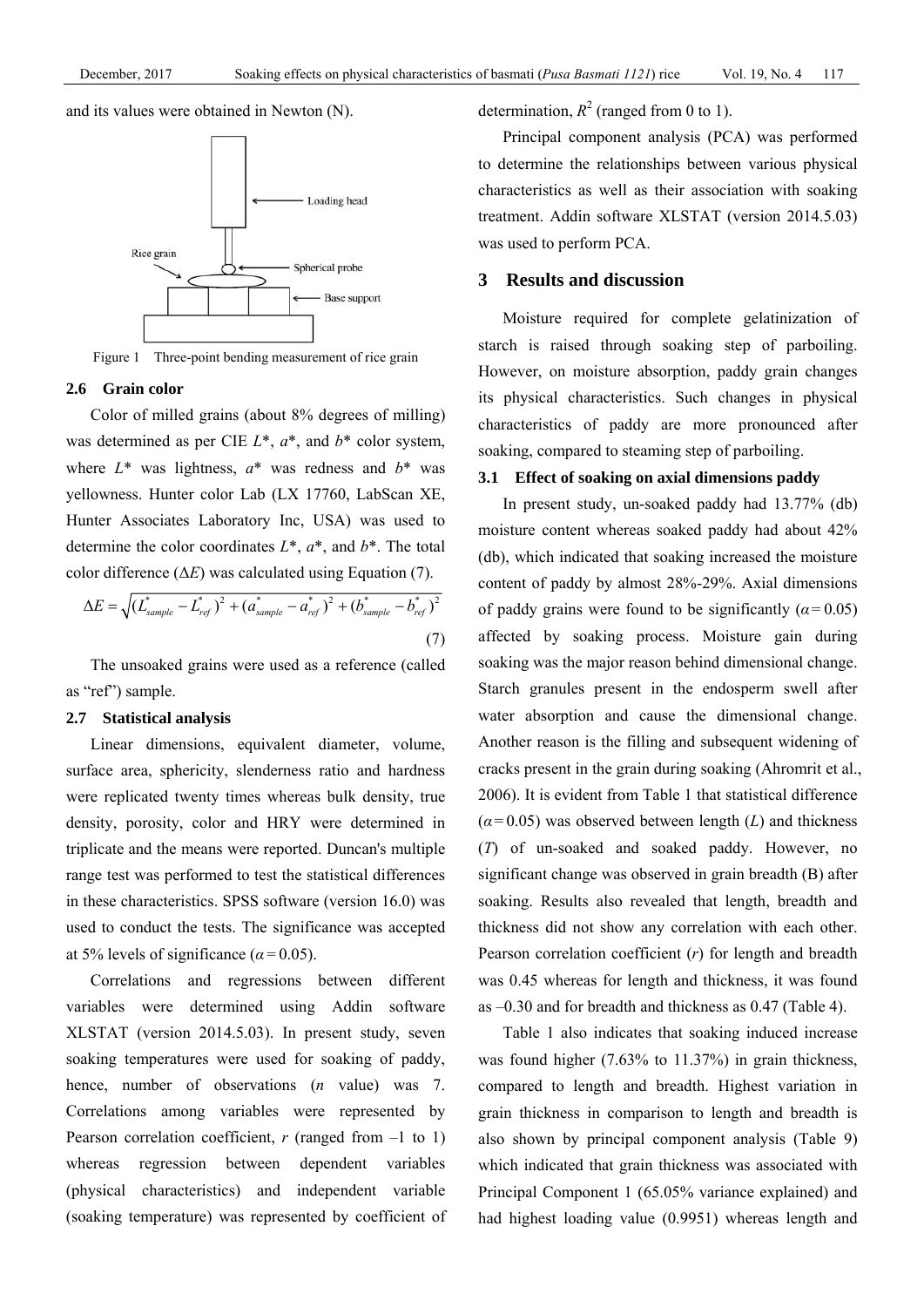and its values were obtained in Newton (N).

Figure 1 Three-point bending measurement of rice grain

### 2.6 Grain color

Color of milled grains (about 8% degrees of milling) was determined as per CIE $L^*$, $a^*$, and $b^*$ color system, where $L^*$ was lightness, $a^*$ was redness and $b^*$ was yellowness. Hunter color Lab (LX 17760, LabScan XE, Hunter Associates Laboratory Inc, USA) was used to determine the color coordinates $L^*$, $a^*$, and $b^*$. The total color difference ($\Delta E$) was calculated using Equation (7).

$$\Delta E = \sqrt{(L^*_{sample} - L^*_{ref})^2 + (a^*_{sample} - a^*_{ref})^2 + (b^*_{sample} - b^*_{ref})^2} \tag{7}$$

The unsoaked grains were used as a reference (called as "ref") sample.

### 2.7 Statistical analysis

Linear dimensions, equivalent diameter, volume, surface area, sphericity, slenderness ratio and hardness were replicated twenty times whereas bulk density, true density, porosity, color and HRY were determined in triplicate and the means were reported. Duncan's multiple range test was performed to test the statistical differences in these characteristics. SPSS software (version 16.0) was used to conduct the tests. The significance was accepted at 5% levels of significance ($\alpha = 0.05$).

Correlations and regressions between different variables were determined using Addin software XLSTAT (version 2014.5.03). In present study, seven soaking temperatures were used for soaking of paddy, hence, number of observations ($n$ value) was 7. Correlations among variables were represented by Pearson correlation coefficient, $r$ (ranged from –1 to 1) whereas regression between dependent variables (physical characteristics) and independent variable (soaking temperature) was represented by coefficient of determination, $R^2$ (ranged from 0 to 1).

Principal component analysis (PCA) was performed to determine the relationships between various physical characteristics as well as their association with soaking treatment. Addin software XLSTAT (version 2014.5.03) was used to perform PCA.

## 3 Results and discussion

Moisture required for complete gelatinization of starch is raised through soaking step of parboiling. However, on moisture absorption, paddy grain changes its physical characteristics. Such changes in physical characteristics of paddy are more pronounced after soaking, compared to steaming step of parboiling.

### 3.1 Effect of soaking on axial dimensions paddy

In present study, un-soaked paddy had 13.77% (db) moisture content whereas soaked paddy had about 42% (db), which indicated that soaking increased the moisture content of paddy by almost 28%-29%. Axial dimensions of paddy grains were found to be significantly ($\alpha = 0.05$) affected by soaking process. Moisture gain during soaking was the major reason behind dimensional change. Starch granules present in the endosperm swell after water absorption and cause the dimensional change. Another reason is the filling and subsequent widening of cracks present in the grain during soaking (Ahromrit et al., 2006). It is evident from Table 1 that statistical difference ($\alpha = 0.05$) was observed between length ($L$) and thickness ($T$) of un-soaked and soaked paddy. However, no significant change was observed in grain breadth (B) after soaking. Results also revealed that length, breadth and thickness did not show any correlation with each other. Pearson correlation coefficient ($r$) for length and breadth was 0.45 whereas for length and thickness, it was found as –0.30 and for breadth and thickness as 0.47 (Table 4).

Table 1 also indicates that soaking induced increase was found higher (7.63% to 11.37%) in grain thickness, compared to length and breadth. Highest variation in grain thickness in comparison to length and breadth is also shown by principal component analysis (Table 9) which indicated that grain thickness was associated with Principal Component 1 (65.05% variance explained) and had highest loading value (0.9951) whereas length and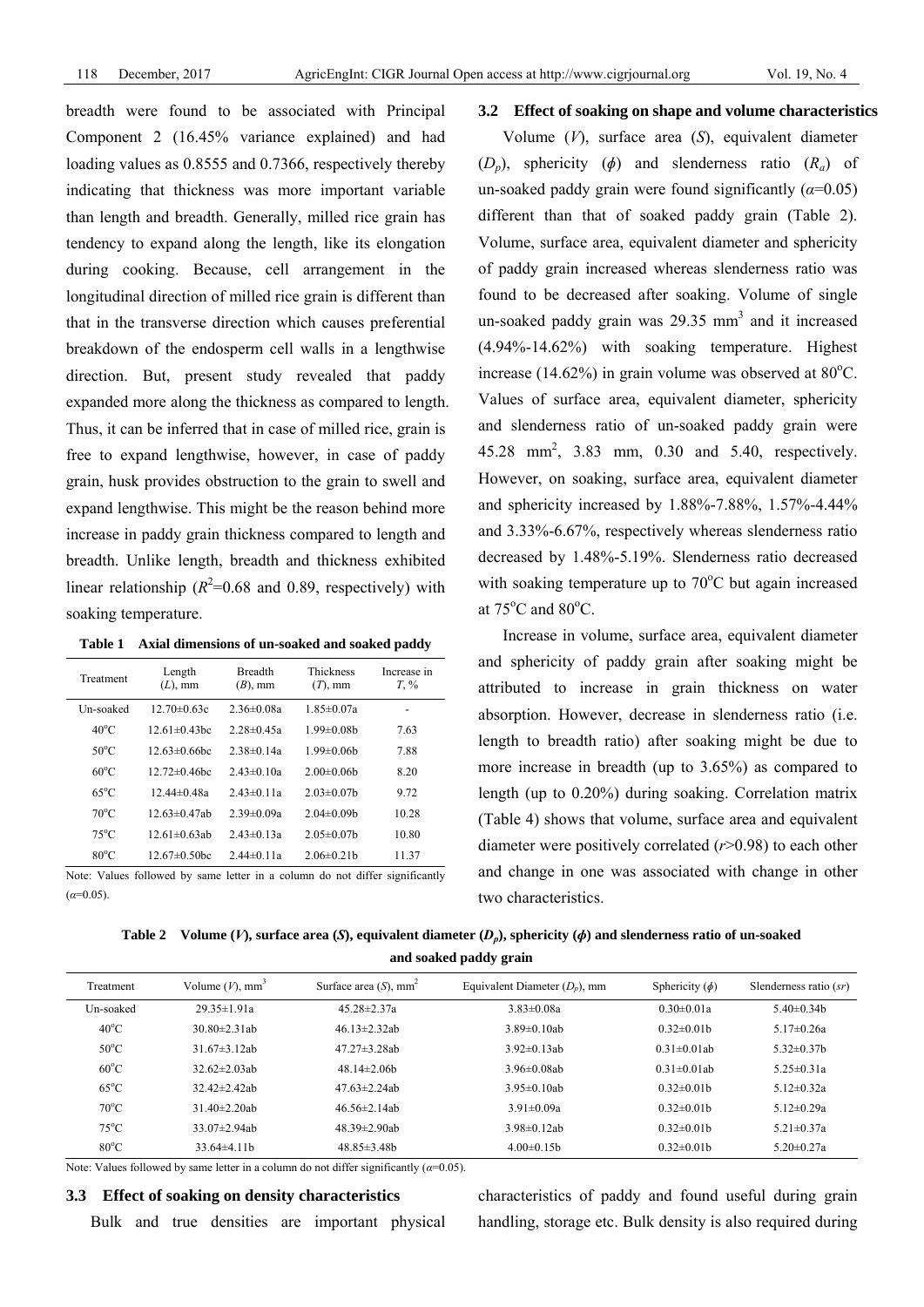breadth were found to be associated with Principal Component 2 (16.45% variance explained) and had loading values as 0.8555 and 0.7366, respectively thereby indicating that thickness was more important variable than length and breadth. Generally, milled rice grain has tendency to expand along the length, like its elongation during cooking. Because, cell arrangement in the longitudinal direction of milled rice grain is different than that in the transverse direction which causes preferential breakdown of the endosperm cell walls in a lengthwise direction. But, present study revealed that paddy expanded more along the thickness as compared to length. Thus, it can be inferred that in case of milled rice, grain is free to expand lengthwise, however, in case of paddy grain, husk provides obstruction to the grain to swell and expand lengthwise. This might be the reason behind more increase in paddy grain thickness compared to length and breadth. Unlike length, breadth and thickness exhibited linear relationship ($R^2$=0.68 and 0.89, respectively) with soaking temperature.

**Table 1 Axial dimensions of un-soaked and soaked paddy**

| Treatment | Length ($L$), mm | Breadth ($B$), mm | Thickness ($T$), mm | Increase in $T$, % |
|---|---|---|---|---|
| Un-soaked | 12.70±0.63c | 2.36±0.08a | 1.85±0.07a | - |
| 40°C | 12.61±0.43bc | 2.28±0.45a | 1.99±0.08b | 7.63 |
| 50°C | 12.63±0.66bc | 2.38±0.14a | 1.99±0.06b | 7.88 |
| 60°C | 12.72±0.46bc | 2.43±0.10a | 2.00±0.06b | 8.20 |
| 65°C | 12.44±0.48a | 2.43±0.11a | 2.03±0.07b | 9.72 |
| 70°C | 12.63±0.47ab | 2.39±0.09a | 2.04±0.09b | 10.28 |
| 75°C | 12.61±0.63ab | 2.43±0.13a | 2.05±0.07b | 10.80 |
| 80°C | 12.67±0.50bc | 2.44±0.11a | 2.06±0.21b | 11.37 |

Note: Values followed by same letter in a column do not differ significantly ($\alpha$=0.05).

### 3.2 Effect of soaking on shape and volume characteristics

Volume ($V$), surface area ($S$), equivalent diameter ($D_p$), sphericity ($\phi$) and slenderness ratio ($R_a$) of un-soaked paddy grain were found significantly ($\alpha$=0.05) different than that of soaked paddy grain (Table 2). Volume, surface area, equivalent diameter and sphericity of paddy grain increased whereas slenderness ratio was found to be decreased after soaking. Volume of single un-soaked paddy grain was 29.35 mm$^3$ and it increased (4.94%-14.62%) with soaking temperature. Highest increase (14.62%) in grain volume was observed at 80°C. Values of surface area, equivalent diameter, sphericity and slenderness ratio of un-soaked paddy grain were 45.28 mm$^2$, 3.83 mm, 0.30 and 5.40, respectively. However, on soaking, surface area, equivalent diameter and sphericity increased by 1.88%-7.88%, 1.57%-4.44% and 3.33%-6.67%, respectively whereas slenderness ratio decreased by 1.48%-5.19%. Slenderness ratio decreased with soaking temperature up to 70°C but again increased at 75°C and 80°C.

Increase in volume, surface area, equivalent diameter and sphericity of paddy grain after soaking might be attributed to increase in grain thickness on water absorption. However, decrease in slenderness ratio (i.e. length to breadth ratio) after soaking might be due to more increase in breadth (up to 3.65%) as compared to length (up to 0.20%) during soaking. Correlation matrix (Table 4) shows that volume, surface area and equivalent diameter were positively correlated ($r$>0.98) to each other and change in one was associated with change in other two characteristics.

**Table 2 Volume ($V$), surface area ($S$), equivalent diameter ($D_p$), sphericity ($\phi$) and slenderness ratio of un-soaked and soaked paddy grain**

| Treatment | Volume ($V$), mm$^3$ | Surface area ($S$), mm$^2$ | Equivalent Diameter ($D_p$), mm | Sphericity ($\phi$) | Slenderness ratio ($sr$) |
|---|---|---|---|---|---|
| Un-soaked | 29.35±1.91a | 45.28±2.37a | 3.83±0.08a | 0.30±0.01a | 5.40±0.34b |
| 40°C | 30.80±2.31ab | 46.13±2.32ab | 3.89±0.10ab | 0.32±0.01b | 5.17±0.26a |
| 50°C | 31.67±3.12ab | 47.27±3.28ab | 3.92±0.13ab | 0.31±0.01ab | 5.32±0.37b |
| 60°C | 32.62±2.03ab | 48.14±2.06b | 3.96±0.08ab | 0.31±0.01ab | 5.25±0.31a |
| 65°C | 32.42±2.42ab | 47.63±2.24ab | 3.95±0.10ab | 0.32±0.01b | 5.12±0.32a |
| 70°C | 31.40±2.20ab | 46.56±2.14ab | 3.91±0.09a | 0.32±0.01b | 5.12±0.29a |
| 75°C | 33.07±2.94ab | 48.39±2.90ab | 3.98±0.12ab | 0.32±0.01b | 5.21±0.37a |
| 80°C | 33.64±4.11b | 48.85±3.48b | 4.00±0.15b | 0.32±0.01b | 5.20±0.27a |

Note: Values followed by same letter in a column do not differ significantly ($\alpha$=0.05).

### 3.3 Effect of soaking on density characteristics

Bulk and true densities are important physical characteristics of paddy and found useful during grain handling, storage etc. Bulk density is also required during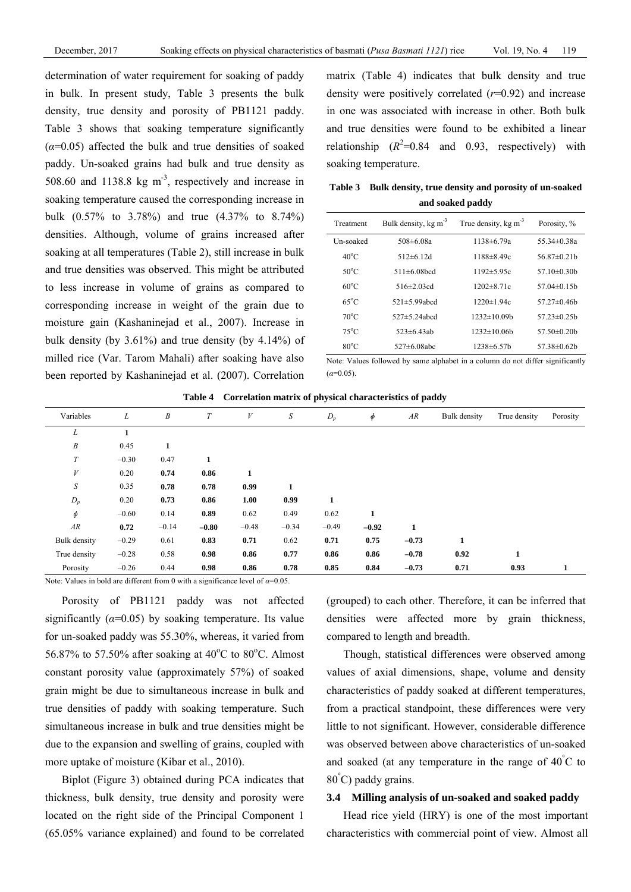determination of water requirement for soaking of paddy in bulk. In present study, Table 3 presents the bulk density, true density and porosity of PB1121 paddy. Table 3 shows that soaking temperature significantly ($\alpha$=0.05) affected the bulk and true densities of soaked paddy. Un-soaked grains had bulk and true density as 508.60 and 1138.8 kg m$^{-3}$, respectively and increase in soaking temperature caused the corresponding increase in bulk (0.57% to 3.78%) and true (4.37% to 8.74%) densities. Although, volume of grains increased after soaking at all temperatures (Table 2), still increase in bulk and true densities was observed. This might be attributed to less increase in volume of grains as compared to corresponding increase in weight of the grain due to moisture gain (Kashaninejad et al., 2007). Increase in bulk density (by 3.61%) and true density (by 4.14%) of milled rice (Var. Tarom Mahali) after soaking have also been reported by Kashaninejad et al. (2007). Correlation matrix (Table 4) indicates that bulk density and true density were positively correlated ($r$=0.92) and increase in one was associated with increase in other. Both bulk and true densities were found to be exhibited a linear relationship ($R^2$=0.84 and 0.93, respectively) with soaking temperature.

**Table 3 Bulk density, true density and porosity of un-soaked and soaked paddy**

| Treatment | Bulk density, kg m$^{-3}$ | True density, kg m$^{-3}$ | Porosity, % |
|---|---|---|---|
| Un-soaked | 508±6.08a | 1138±6.79a | 55.34±0.38a |
| 40°C | 512±6.12d | 1188±8.49c | 56.87±0.21b |
| 50°C | 511±6.08bcd | 1192±5.95c | 57.10±0.30b |
| 60°C | 516±2.03cd | 1202±8.71c | 57.04±0.15b |
| 65°C | 521±5.99abcd | 1220±1.94c | 57.27±0.46b |
| 70°C | 527±5.24abcd | 1232±10.09b | 57.23±0.25b |
| 75°C | 523±6.43ab | 1232±10.06b | 57.50±0.20b |
| 80°C | 527±6.08abc | 1238±6.57b | 57.38±0.62b |

Note: Values followed by same alphabet in a column do not differ significantly ($\alpha$=0.05).

**Table 4 Correlation matrix of physical characteristics of paddy**

| Variables | $L$ | $B$ | $T$ | $V$ | $S$ | $D_p$ | $\phi$ | $AR$ | Bulk density | True density | Porosity |
|---|---|---|---|---|---|---|---|---|---|---|---|
| $L$ | **1** | | | | | | | | | | |
| $B$ | 0.45 | **1** | | | | | | | | | |
| $T$ | −0.30 | 0.47 | **1** | | | | | | | | |
| $V$ | 0.20 | **0.74** | **0.86** | **1** | | | | | | | |
| $S$ | 0.35 | **0.78** | **0.78** | **0.99** | **1** | | | | | | |
| $D_p$ | 0.20 | **0.73** | **0.86** | **1.00** | **0.99** | **1** | | | | | |
| $\phi$ | −0.60 | 0.14 | **0.89** | 0.62 | 0.49 | 0.62 | **1** | | | | |
| $AR$ | **0.72** | −0.14 | **−0.80** | −0.48 | −0.34 | −0.49 | **−0.92** | **1** | | | |
| Bulk density | −0.29 | 0.61 | **0.83** | **0.71** | 0.62 | **0.71** | **0.75** | **−0.73** | **1** | | |
| True density | −0.28 | 0.58 | **0.98** | **0.86** | **0.77** | **0.86** | **0.86** | **−0.78** | **0.92** | **1** | |
| Porosity | −0.26 | 0.44 | **0.98** | **0.86** | **0.78** | **0.85** | **0.84** | **−0.73** | **0.71** | **0.93** | **1** |

Note: Values in bold are different from 0 with a significance level of $\alpha$=0.05.

Porosity of PB1121 paddy was not affected significantly ($\alpha$=0.05) by soaking temperature. Its value for un-soaked paddy was 55.30%, whereas, it varied from 56.87% to 57.50% after soaking at 40°C to 80°C. Almost constant porosity value (approximately 57%) of soaked grain might be due to simultaneous increase in bulk and true densities of paddy with soaking temperature. Such simultaneous increase in bulk and true densities might be due to the expansion and swelling of grains, coupled with more uptake of moisture (Kibar et al., 2010).

Biplot (Figure 3) obtained during PCA indicates that thickness, bulk density, true density and porosity were located on the right side of the Principal Component 1 (65.05% variance explained) and found to be correlated (grouped) to each other. Therefore, it can be inferred that densities were affected more by grain thickness, compared to length and breadth.

Though, statistical differences were observed among values of axial dimensions, shape, volume and density characteristics of paddy soaked at different temperatures, from a practical standpoint, these differences were very little to not significant. However, considerable difference was observed between above characteristics of un-soaked and soaked (at any temperature in the range of 40°C to 80°C) paddy grains.

### 3.4 Milling analysis of un-soaked and soaked paddy

Head rice yield (HRY) is one of the most important characteristics with commercial point of view. Almost all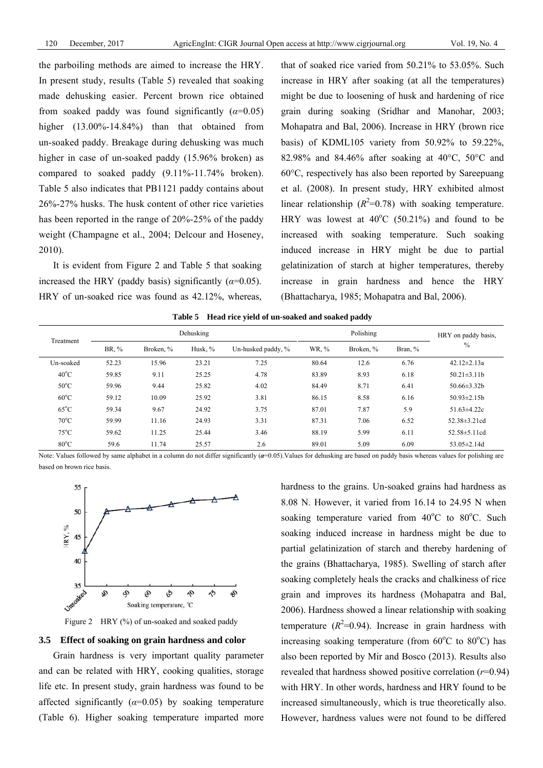the parboiling methods are aimed to increase the HRY. In present study, results (Table 5) revealed that soaking made dehusking easier. Percent brown rice obtained from soaked paddy was found significantly ($\alpha$=0.05) higher (13.00%-14.84%) than that obtained from un-soaked paddy. Breakage during dehusking was much higher in case of un-soaked paddy (15.96% broken) as compared to soaked paddy (9.11%-11.74% broken). Table 5 also indicates that PB1121 paddy contains about 26%-27% husks. The husk content of other rice varieties has been reported in the range of 20%-25% of the paddy weight (Champagne et al., 2004; Delcour and Hoseney, 2010).

It is evident from Figure 2 and Table 5 that soaking increased the HRY (paddy basis) significantly ($\alpha$=0.05). HRY of un-soaked rice was found as 42.12%, whereas, that of soaked rice varied from 50.21% to 53.05%. Such increase in HRY after soaking (at all the temperatures) might be due to loosening of husk and hardening of rice grain during soaking (Sridhar and Manohar, 2003; Mohapatra and Bal, 2006). Increase in HRY (brown rice basis) of KDML105 variety from 50.92% to 59.22%, 82.98% and 84.46% after soaking at 40°C, 50°C and 60°C, respectively has also been reported by Sareepuang et al. (2008). In present study, HRY exhibited almost linear relationship ($R^2$=0.78) with soaking temperature. HRY was lowest at 40°C (50.21%) and found to be increased with soaking temperature. Such soaking induced increase in HRY might be due to partial gelatinization of starch at higher temperatures, thereby increase in grain hardness and hence the HRY (Bhattacharya, 1985; Mohapatra and Bal, 2006).

**Table 5 Head rice yield of un-soaked and soaked paddy**

| Treatment | Dehusking | | | | Polishing | | | HRY on paddy basis, % |
|---|---|---|---|---|---|---|---|---|
| | BR, % | Broken, % | Husk, % | Un-husked paddy, % | WR, % | Broken, % | Bran, % | |
| Un-soaked | 52.23 | 15.96 | 23.21 | 7.25 | 80.64 | 12.6 | 6.76 | 42.12±2.13a |
| 40°C | 59.85 | 9.11 | 25.25 | 4.78 | 83.89 | 8.93 | 6.18 | 50.21±3.11b |
| 50°C | 59.96 | 9.44 | 25.82 | 4.02 | 84.49 | 8.71 | 6.41 | 50.66±3.32b |
| 60°C | 59.12 | 10.09 | 25.92 | 3.81 | 86.15 | 8.58 | 6.16 | 50.93±2.15b |
| 65°C | 59.34 | 9.67 | 24.92 | 3.75 | 87.01 | 7.87 | 5.9 | 51.63±4.22c |
| 70°C | 59.99 | 11.16 | 24.93 | 3.31 | 87.31 | 7.06 | 6.52 | 52.38±3.21cd |
| 75°C | 59.62 | 11.25 | 25.44 | 3.46 | 88.19 | 5.99 | 6.11 | 52.58±5.11cd |
| 80°C | 59.6 | 11.74 | 25.57 | 2.6 | 89.01 | 5.09 | 6.09 | 53.05±2.14d |

Note: Values followed by same alphabet in a column do not differ significantly ($\alpha$=0.05). Values for dehusking are based on paddy basis whereas values for polishing are based on brown rice basis.

Figure 2 HRY (%) of un-soaked and soaked paddy

### 3.5 Effect of soaking on grain hardness and color

Grain hardness is very important quality parameter and can be related with HRY, cooking qualities, storage life etc. In present study, grain hardness was found to be affected significantly ($\alpha$=0.05) by soaking temperature (Table 6). Higher soaking temperature imparted more hardness to the grains. Un-soaked grains had hardness as 8.08 N. However, it varied from 16.14 to 24.95 N when soaking temperature varied from 40°C to 80°C. Such soaking induced increase in hardness might be due to partial gelatinization of starch and thereby hardening of the grains (Bhattacharya, 1985). Swelling of starch after soaking completely heals the cracks and chalkiness of rice grain and improves its hardness (Mohapatra and Bal, 2006). Hardness showed a linear relationship with soaking temperature ($R^2$=0.94). Increase in grain hardness with increasing soaking temperature (from 60°C to 80°C) has also been reported by Mir and Bosco (2013). Results also revealed that hardness showed positive correlation ($r$=0.94) with HRY. In other words, hardness and HRY found to be increased simultaneously, which is true theoretically also. However, hardness values were not found to be differed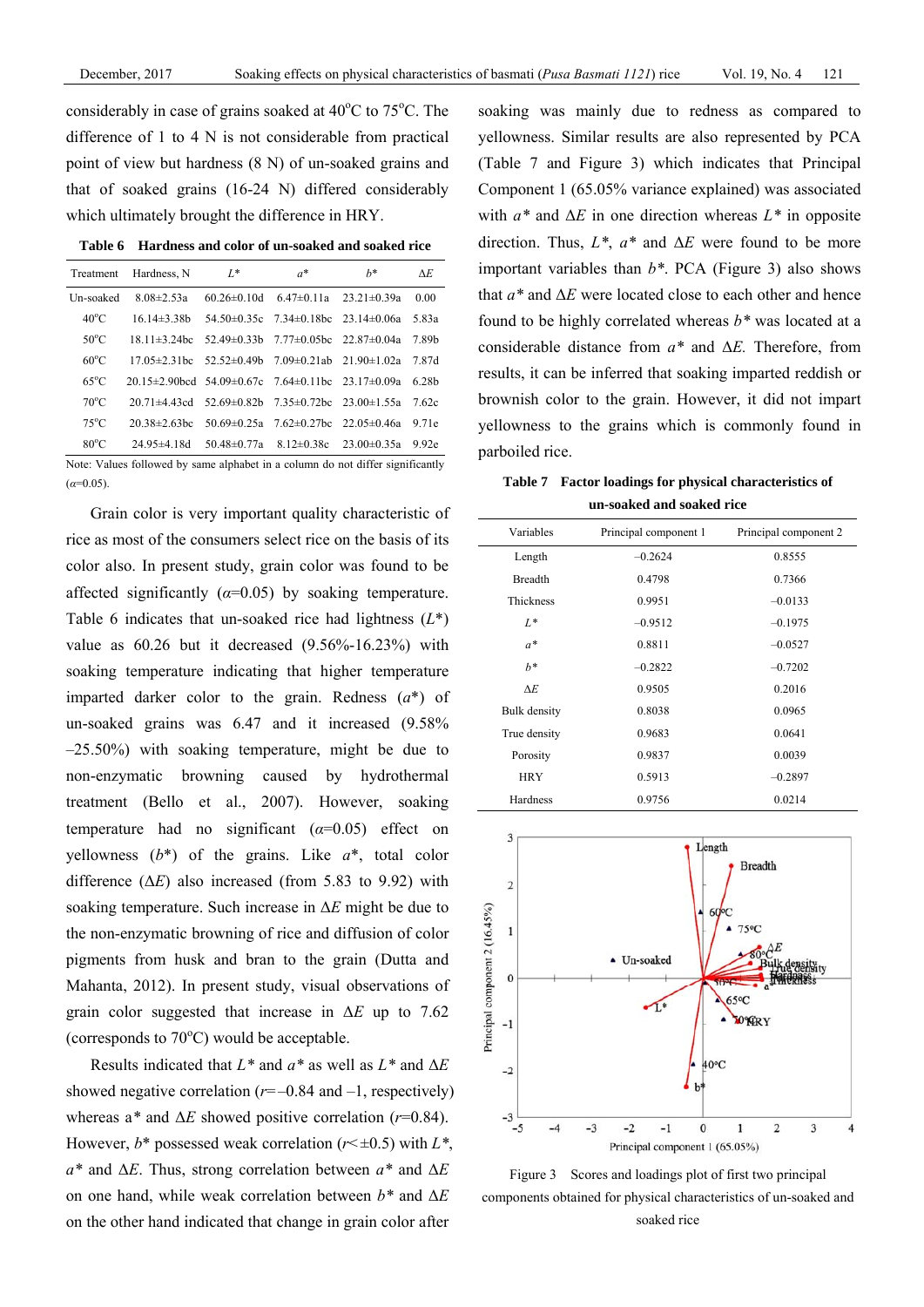considerably in case of grains soaked at 40°C to 75°C. The difference of 1 to 4 N is not considerable from practical point of view but hardness (8 N) of un-soaked grains and that of soaked grains (16-24 N) differed considerably which ultimately brought the difference in HRY.

**Table 6 Hardness and color of un-soaked and soaked rice**

| Treatment | Hardness, N | $L^*$ | $a^*$ | $b^*$ | $\Delta E$ |
|---|---|---|---|---|---|
| Un-soaked | 8.08±2.53a | 60.26±0.10d | 6.47±0.11a | 23.21±0.39a | 0.00 |
| 40°C | 16.14±3.38b | 54.50±0.35c | 7.34±0.18bc | 23.14±0.06a | 5.83a |
| 50°C | 18.11±3.24bc | 52.49±0.33b | 7.77±0.05bc | 22.87±0.04a | 7.89b |
| 60°C | 17.05±2.31bc | 52.52±0.49b | 7.09±0.21ab | 21.90±1.02a | 7.87d |
| 65°C | 20.15±2.90bcd | 54.09±0.67c | 7.64±0.11bc | 23.17±0.09a | 6.28b |
| 70°C | 20.71±4.43cd | 52.69±0.82b | 7.35±0.72bc | 23.00±1.55a | 7.62c |
| 75°C | 20.38±2.63bc | 50.69±0.25a | 7.62±0.27bc | 22.05±0.46a | 9.71e |
| 80°C | 24.95±4.18d | 50.48±0.77a | 8.12±0.38c | 23.00±0.35a | 9.92e |

Note: Values followed by same alphabet in a column do not differ significantly ($\alpha$=0.05).

Grain color is very important quality characteristic of rice as most of the consumers select rice on the basis of its color also. In present study, grain color was found to be affected significantly ($\alpha$=0.05) by soaking temperature. Table 6 indicates that un-soaked rice had lightness ($L^*$) value as 60.26 but it decreased (9.56%-16.23%) with soaking temperature indicating that higher temperature imparted darker color to the grain. Redness ($a^*$) of un-soaked grains was 6.47 and it increased (9.58% –25.50%) with soaking temperature, might be due to non-enzymatic browning caused by hydrothermal treatment (Bello et al., 2007). However, soaking temperature had no significant ($\alpha$=0.05) effect on yellowness ($b^*$) of the grains. Like $a^*$, total color difference ($\Delta E$) also increased (from 5.83 to 9.92) with soaking temperature. Such increase in $\Delta E$ might be due to the non-enzymatic browning of rice and diffusion of color pigments from husk and bran to the grain (Dutta and Mahanta, 2012). In present study, visual observations of grain color suggested that increase in $\Delta E$ up to 7.62 (corresponds to 70°C) would be acceptable.

Results indicated that $L^*$ and $a^*$ as well as $L^*$ and $\Delta E$ showed negative correlation ($r$=–0.84 and –1, respectively) whereas a* and $\Delta E$ showed positive correlation ($r$=0.84). However, $b^*$ possessed weak correlation ($r$<±0.5) with $L^*$, $a^*$ and $\Delta E$. Thus, strong correlation between $a^*$ and $\Delta E$ on one hand, while weak correlation between $b^*$ and $\Delta E$ on the other hand indicated that change in grain color after soaking was mainly due to redness as compared to yellowness. Similar results are also represented by PCA (Table 7 and Figure 3) which indicates that Principal Component 1 (65.05% variance explained) was associated with $a^*$ and $\Delta E$ in one direction whereas $L^*$ in opposite direction. Thus, $L^*$, $a^*$ and $\Delta E$ were found to be more important variables than $b^*$. PCA (Figure 3) also shows that $a^*$ and $\Delta E$ were located close to each other and hence found to be highly correlated whereas $b^*$ was located at a considerable distance from $a^*$ and $\Delta E$. Therefore, from results, it can be inferred that soaking imparted reddish or brownish color to the grain. However, it did not impart yellowness to the grains which is commonly found in parboiled rice.

**Table 7 Factor loadings for physical characteristics of un-soaked and soaked rice**

| Variables | Principal component 1 | Principal component 2 |
|---|---|---|
| Length | –0.2624 | 0.8555 |
| Breadth | 0.4798 | 0.7366 |
| Thickness | 0.9951 | –0.0133 |
| $L^*$ | –0.9512 | –0.1975 |
| $a^*$ | 0.8811 | –0.0527 |
| $b^*$ | –0.2822 | –0.7202 |
| $\Delta E$ | 0.9505 | 0.2016 |
| Bulk density | 0.8038 | 0.0965 |
| True density | 0.9683 | 0.0641 |
| Porosity | 0.9837 | 0.0039 |
| HRY | 0.5913 | –0.2897 |
| Hardness | 0.9756 | 0.0214 |

Figure 3 Scores and loadings plot of first two principal components obtained for physical characteristics of un-soaked and soaked rice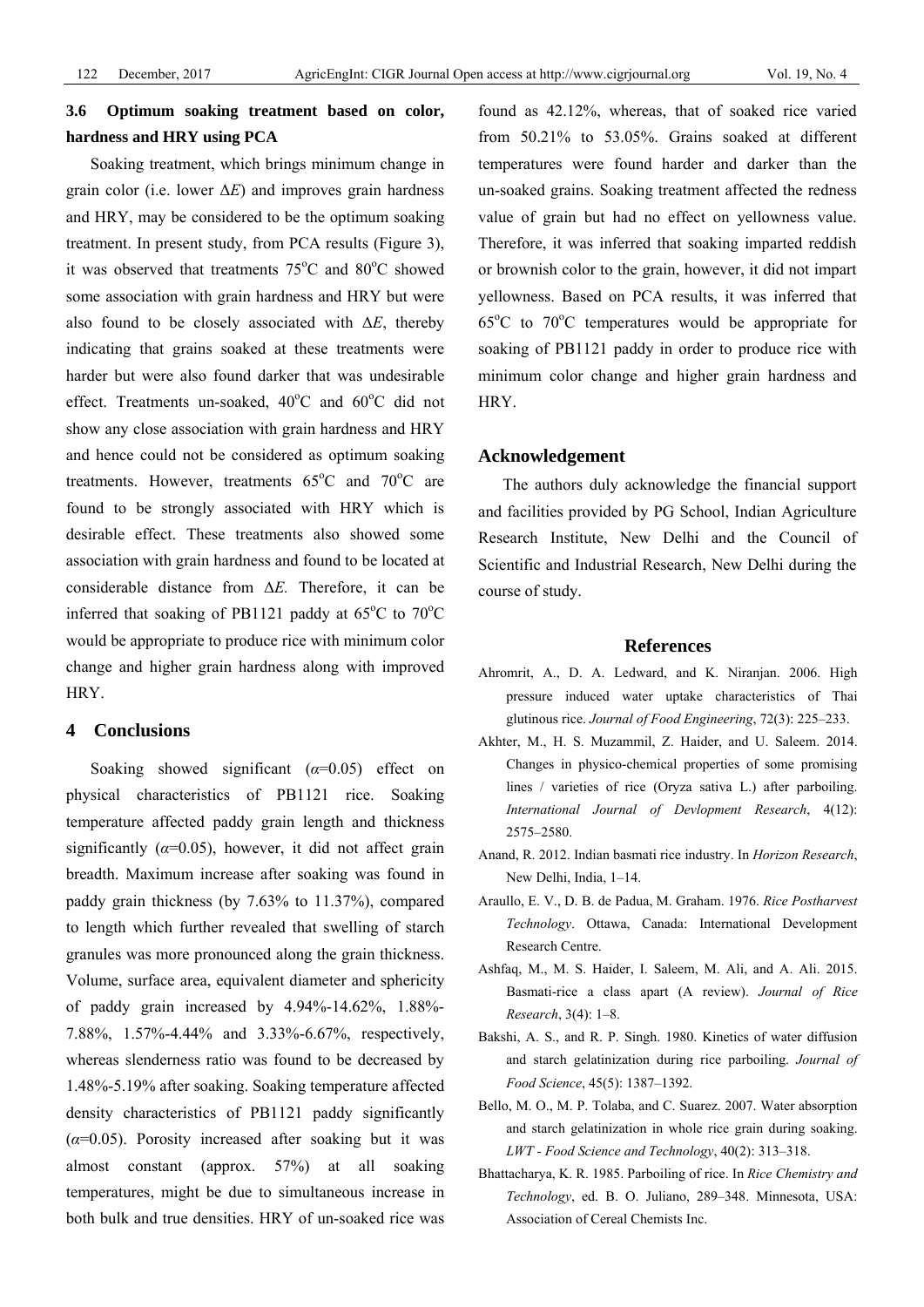### 3.6 Optimum soaking treatment based on color, hardness and HRY using PCA

Soaking treatment, which brings minimum change in grain color (i.e. lower $\Delta E$) and improves grain hardness and HRY, may be considered to be the optimum soaking treatment. In present study, from PCA results (Figure 3), it was observed that treatments 75°C and 80°C showed some association with grain hardness and HRY but were also found to be closely associated with $\Delta E$, thereby indicating that grains soaked at these treatments were harder but were also found darker that was undesirable effect. Treatments un-soaked, 40°C and 60°C did not show any close association with grain hardness and HRY and hence could not be considered as optimum soaking treatments. However, treatments 65°C and 70°C are found to be strongly associated with HRY which is desirable effect. These treatments also showed some association with grain hardness and found to be located at considerable distance from $\Delta E$. Therefore, it can be inferred that soaking of PB1121 paddy at 65°C to 70°C would be appropriate to produce rice with minimum color change and higher grain hardness along with improved HRY.

## 4 Conclusions

Soaking showed significant ($\alpha$=0.05) effect on physical characteristics of PB1121 rice. Soaking temperature affected paddy grain length and thickness significantly ($\alpha$=0.05), however, it did not affect grain breadth. Maximum increase after soaking was found in paddy grain thickness (by 7.63% to 11.37%), compared to length which further revealed that swelling of starch granules was more pronounced along the grain thickness. Volume, surface area, equivalent diameter and sphericity of paddy grain increased by 4.94%-14.62%, 1.88%-7.88%, 1.57%-4.44% and 3.33%-6.67%, respectively, whereas slenderness ratio was found to be decreased by 1.48%-5.19% after soaking. Soaking temperature affected density characteristics of PB1121 paddy significantly ($\alpha$=0.05). Porosity increased after soaking but it was almost constant (approx. 57%) at all soaking temperatures, might be due to simultaneous increase in both bulk and true densities. HRY of un-soaked rice was found as 42.12%, whereas, that of soaked rice varied from 50.21% to 53.05%. Grains soaked at different temperatures were found harder and darker than the un-soaked grains. Soaking treatment affected the redness value of grain but had no effect on yellowness value. Therefore, it was inferred that soaking imparted reddish or brownish color to the grain, however, it did not impart yellowness. Based on PCA results, it was inferred that 65°C to 70°C temperatures would be appropriate for soaking of PB1121 paddy in order to produce rice with minimum color change and higher grain hardness and HRY.

## Acknowledgement

The authors duly acknowledge the financial support and facilities provided by PG School, Indian Agriculture Research Institute, New Delhi and the Council of Scientific and Industrial Research, New Delhi during the course of study.

## References

Ahromrit, A., D. A. Ledward, and K. Niranjan. 2006. High pressure induced water uptake characteristics of Thai glutinous rice. *Journal of Food Engineering*, 72(3): 225–233.

Akhter, M., H. S. Muzammil, Z. Haider, and U. Saleem. 2014. Changes in physico-chemical properties of some promising lines / varieties of rice (Oryza sativa L.) after parboiling. *International Journal of Devlopment Research*, 4(12): 2575–2580.

Anand, R. 2012. Indian basmati rice industry. In *Horizon Research*, New Delhi, India, 1–14.

Araullo, E. V., D. B. de Padua, M. Graham. 1976. *Rice Postharvest Technology*. Ottawa, Canada: International Development Research Centre.

Ashfaq, M., M. S. Haider, I. Saleem, M. Ali, and A. Ali. 2015. Basmati-rice a class apart (A review). *Journal of Rice Research*, 3(4): 1–8.

Bakshi, A. S., and R. P. Singh. 1980. Kinetics of water diffusion and starch gelatinization during rice parboiling. *Journal of Food Science*, 45(5): 1387–1392.

Bello, M. O., M. P. Tolaba, and C. Suarez. 2007. Water absorption and starch gelatinization in whole rice grain during soaking. *LWT - Food Science and Technology*, 40(2): 313–318.

Bhattacharya, K. R. 1985. Parboiling of rice. In *Rice Chemistry and Technology*, ed. B. O. Juliano, 289–348. Minnesota, USA: Association of Cereal Chemists Inc.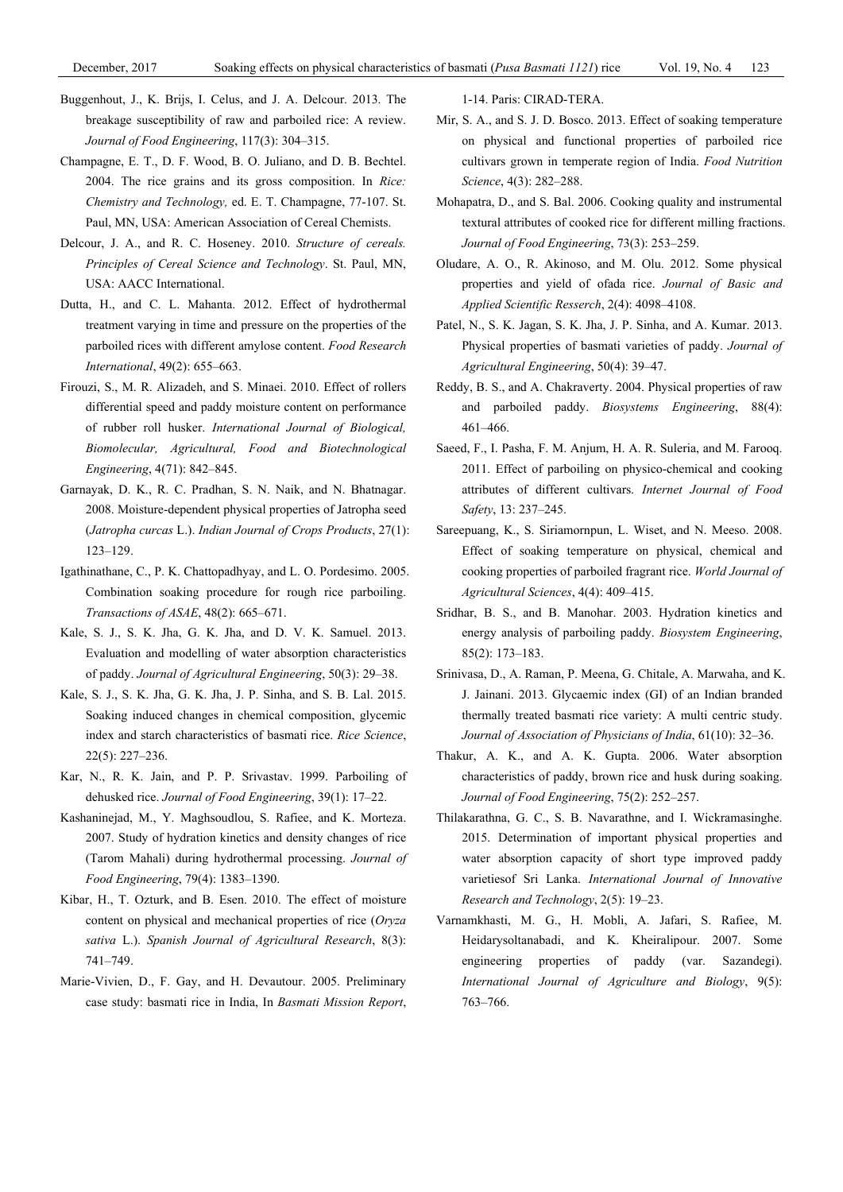Buggenhout, J., K. Brijs, I. Celus, and J. A. Delcour. 2013. The breakage susceptibility of raw and parboiled rice: A review. *Journal of Food Engineering*, 117(3): 304–315.

Champagne, E. T., D. F. Wood, B. O. Juliano, and D. B. Bechtel. 2004. The rice grains and its gross composition. In *Rice: Chemistry and Technology,* ed. E. T. Champagne, 77-107. St. Paul, MN, USA: American Association of Cereal Chemists.

Delcour, J. A., and R. C. Hoseney. 2010. *Structure of cereals. Principles of Cereal Science and Technology*. St. Paul, MN, USA: AACC International.

Dutta, H., and C. L. Mahanta. 2012. Effect of hydrothermal treatment varying in time and pressure on the properties of the parboiled rices with different amylose content. *Food Research International*, 49(2): 655–663.

Firouzi, S., M. R. Alizadeh, and S. Minaei. 2010. Effect of rollers differential speed and paddy moisture content on performance of rubber roll husker. *International Journal of Biological, Biomolecular, Agricultural, Food and Biotechnological Engineering*, 4(71): 842–845.

Garnayak, D. K., R. C. Pradhan, S. N. Naik, and N. Bhatnagar. 2008. Moisture-dependent physical properties of Jatropha seed (*Jatropha curcas* L.). *Indian Journal of Crops Products*, 27(1): 123–129.

Igathinathane, C., P. K. Chattopadhyay, and L. O. Pordesimo. 2005. Combination soaking procedure for rough rice parboiling. *Transactions of ASAE*, 48(2): 665–671.

Kale, S. J., S. K. Jha, G. K. Jha, and D. V. K. Samuel. 2013. Evaluation and modelling of water absorption characteristics of paddy. *Journal of Agricultural Engineering*, 50(3): 29–38.

Kale, S. J., S. K. Jha, G. K. Jha, J. P. Sinha, and S. B. Lal. 2015. Soaking induced changes in chemical composition, glycemic index and starch characteristics of basmati rice. *Rice Science*, 22(5): 227–236.

Kar, N., R. K. Jain, and P. P. Srivastav. 1999. Parboiling of dehusked rice. *Journal of Food Engineering*, 39(1): 17–22.

Kashaninejad, M., Y. Maghsoudlou, S. Rafiee, and K. Morteza. 2007. Study of hydration kinetics and density changes of rice (Tarom Mahali) during hydrothermal processing. *Journal of Food Engineering*, 79(4): 1383–1390.

Kibar, H., T. Ozturk, and B. Esen. 2010. The effect of moisture content on physical and mechanical properties of rice (*Oryza sativa* L.). *Spanish Journal of Agricultural Research*, 8(3): 741–749.

Marie-Vivien, D., F. Gay, and H. Devautour. 2005. Preliminary case study: basmati rice in India, In *Basmati Mission Report*, 1-14. Paris: CIRAD-TERA.

Mir, S. A., and S. J. D. Bosco. 2013. Effect of soaking temperature on physical and functional properties of parboiled rice cultivars grown in temperate region of India. *Food Nutrition Science*, 4(3): 282–288.

Mohapatra, D., and S. Bal. 2006. Cooking quality and instrumental textural attributes of cooked rice for different milling fractions. *Journal of Food Engineering*, 73(3): 253–259.

Oludare, A. O., R. Akinoso, and M. Olu. 2012. Some physical properties and yield of ofada rice. *Journal of Basic and Applied Scientific Resserch*, 2(4): 4098–4108.

Patel, N., S. K. Jagan, S. K. Jha, J. P. Sinha, and A. Kumar. 2013. Physical properties of basmati varieties of paddy. *Journal of Agricultural Engineering*, 50(4): 39–47.

Reddy, B. S., and A. Chakraverty. 2004. Physical properties of raw and parboiled paddy. *Biosystems Engineering*, 88(4): 461–466.

Saeed, F., I. Pasha, F. M. Anjum, H. A. R. Suleria, and M. Farooq. 2011. Effect of parboiling on physico-chemical and cooking attributes of different cultivars. *Internet Journal of Food Safety*, 13: 237–245.

Sareepuang, K., S. Siriamornpun, L. Wiset, and N. Meeso. 2008. Effect of soaking temperature on physical, chemical and cooking properties of parboiled fragrant rice. *World Journal of Agricultural Sciences*, 4(4): 409–415.

Sridhar, B. S., and B. Manohar. 2003. Hydration kinetics and energy analysis of parboiling paddy. *Biosystem Engineering*, 85(2): 173–183.

Srinivasa, D., A. Raman, P. Meena, G. Chitale, A. Marwaha, and K. J. Jainani. 2013. Glycaemic index (GI) of an Indian branded thermally treated basmati rice variety: A multi centric study. *Journal of Association of Physicians of India*, 61(10): 32–36.

Thakur, A. K., and A. K. Gupta. 2006. Water absorption characteristics of paddy, brown rice and husk during soaking. *Journal of Food Engineering*, 75(2): 252–257.

Thilakarathna, G. C., S. B. Navarathne, and I. Wickramasinghe. 2015. Determination of important physical properties and water absorption capacity of short type improved paddy varietiesof Sri Lanka. *International Journal of Innovative Research and Technology*, 2(5): 19–23.

Varnamkhasti, M. G., H. Mobli, A. Jafari, S. Rafiee, M. Heidarysoltanabadi, and K. Kheiralipour. 2007. Some engineering properties of paddy (var. Sazandegi). *International Journal of Agriculture and Biology*, 9(5): 763–766.